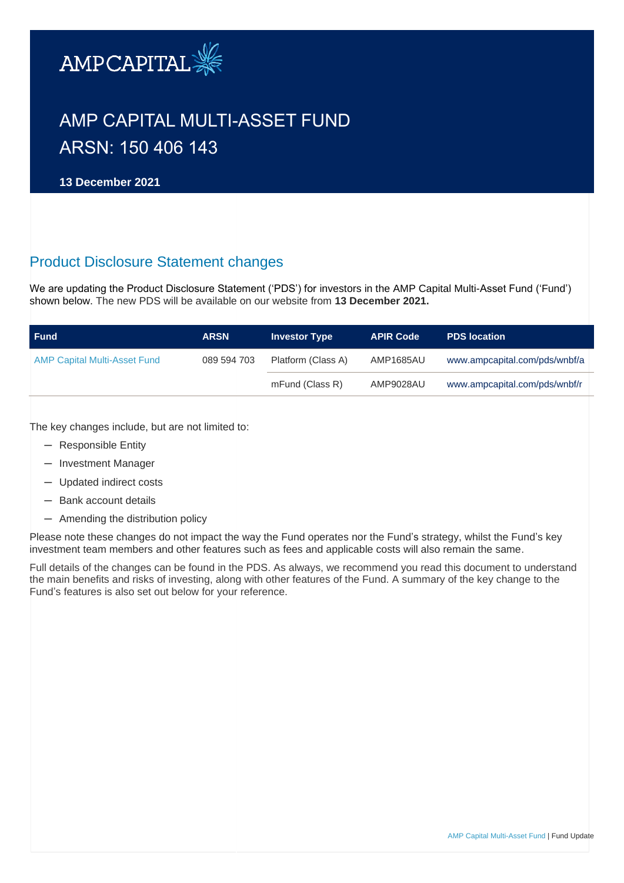AMPCAPITAL

# AMP CAPITAL MULTI-ASSET FUND
# ARSN: 150 406 143

**13 December 2021**

## Product Disclosure Statement changes

We are updating the Product Disclosure Statement ('PDS') for investors in the AMP Capital Multi-Asset Fund ('Fund') shown below. The new PDS will be available on our website from **13 December 2021.**

| Fund | ARSN | Investor Type | APIR Code | PDS location |
|---|---|---|---|---|
| AMP Capital Multi-Asset Fund | 089 594 703 | Platform (Class A) | AMP1685AU | www.ampcapital.com/pds/wnbf/a |
| | | mFund (Class R) | AMP9028AU | www.ampcapital.com/pds/wnbf/r |

The key changes include, but are not limited to:

- Responsible Entity
- Investment Manager
- Updated indirect costs
- Bank account details
- Amending the distribution policy

Please note these changes do not impact the way the Fund operates nor the Fund's strategy, whilst the Fund's key investment team members and other features such as fees and applicable costs will also remain the same.

Full details of the changes can be found in the PDS. As always, we recommend you read this document to understand the main benefits and risks of investing, along with other features of the Fund. A summary of the key change to the Fund's features is also set out below for your reference.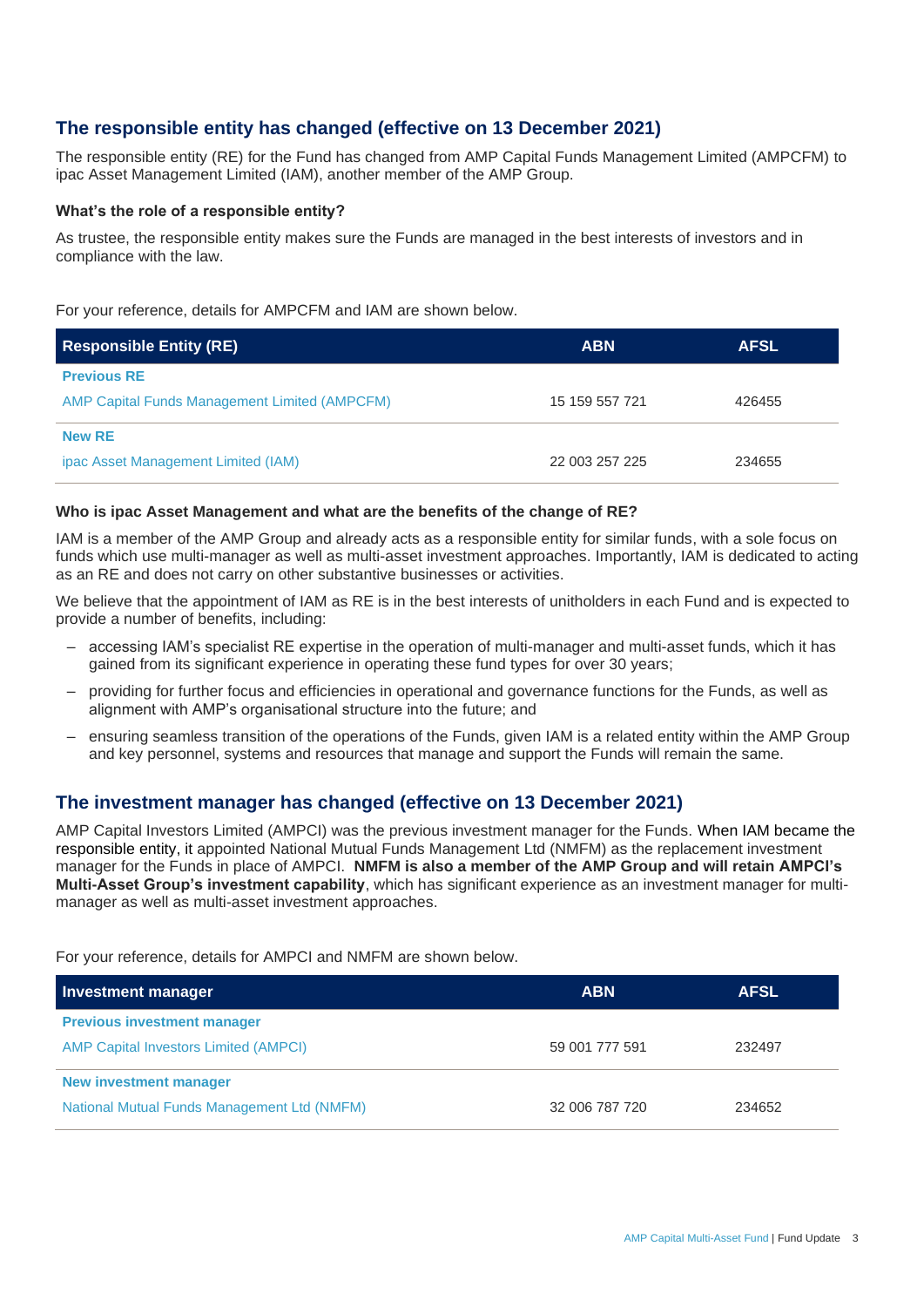## The responsible entity has changed (effective on 13 December 2021)

The responsible entity (RE) for the Fund has changed from AMP Capital Funds Management Limited (AMPCFM) to ipac Asset Management Limited (IAM), another member of the AMP Group.

### What's the role of a responsible entity?

As trustee, the responsible entity makes sure the Funds are managed in the best interests of investors and in compliance with the law.

For your reference, details for AMPCFM and IAM are shown below.

| Responsible Entity (RE) | ABN | AFSL |
|---|---|---|
| **Previous RE** | | |
| AMP Capital Funds Management Limited (AMPCFM) | 15 159 557 721 | 426455 |
| **New RE** | | |
| ipac Asset Management Limited (IAM) | 22 003 257 225 | 234655 |

### Who is ipac Asset Management and what are the benefits of the change of RE?

IAM is a member of the AMP Group and already acts as a responsible entity for similar funds, with a sole focus on funds which use multi-manager as well as multi-asset investment approaches. Importantly, IAM is dedicated to acting as an RE and does not carry on other substantive businesses or activities.

We believe that the appointment of IAM as RE is in the best interests of unitholders in each Fund and is expected to provide a number of benefits, including:

- accessing IAM's specialist RE expertise in the operation of multi-manager and multi-asset funds, which it has gained from its significant experience in operating these fund types for over 30 years;
- providing for further focus and efficiencies in operational and governance functions for the Funds, as well as alignment with AMP's organisational structure into the future; and
- ensuring seamless transition of the operations of the Funds, given IAM is a related entity within the AMP Group and key personnel, systems and resources that manage and support the Funds will remain the same.

## The investment manager has changed (effective on 13 December 2021)

AMP Capital Investors Limited (AMPCI) was the previous investment manager for the Funds. When IAM became the responsible entity, it appointed National Mutual Funds Management Ltd (NMFM) as the replacement investment manager for the Funds in place of AMPCI. **NMFM is also a member of the AMP Group and will retain AMPCI's Multi-Asset Group's investment capability**, which has significant experience as an investment manager for multi-manager as well as multi-asset investment approaches.

For your reference, details for AMPCI and NMFM are shown below.

| Investment manager | ABN | AFSL |
|---|---|---|
| **Previous investment manager** | | |
| AMP Capital Investors Limited (AMPCI) | 59 001 777 591 | 232497 |
| **New investment manager** | | |
| National Mutual Funds Management Ltd (NMFM) | 32 006 787 720 | 234652 |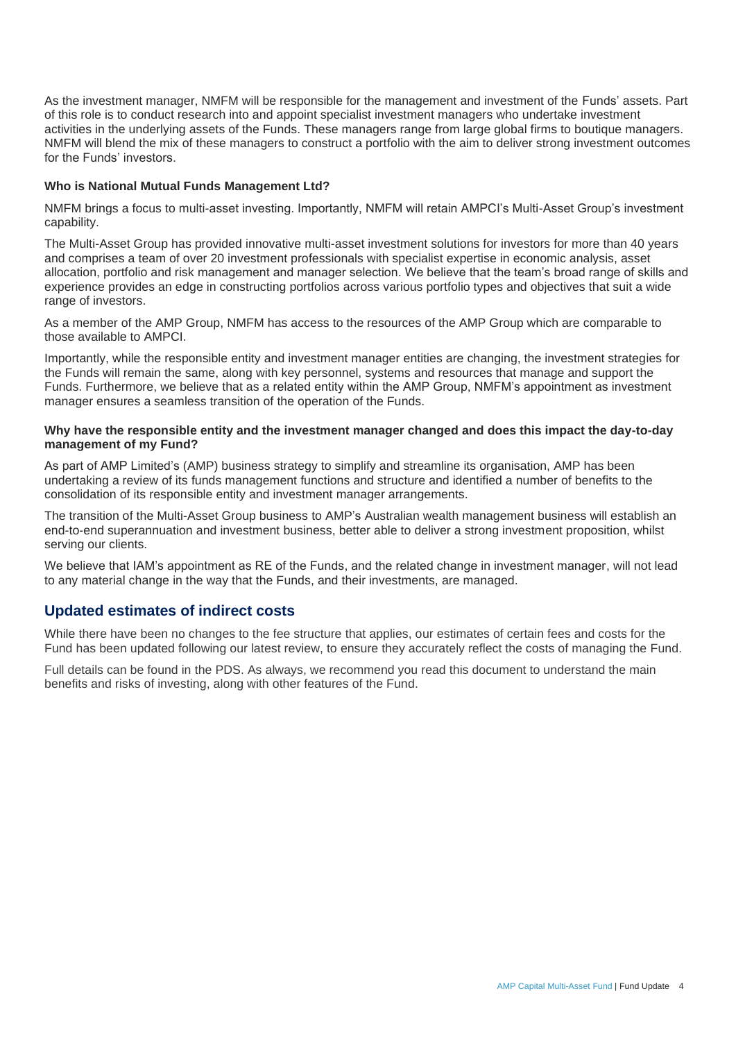As the investment manager, NMFM will be responsible for the management and investment of the Funds' assets. Part of this role is to conduct research into and appoint specialist investment managers who undertake investment activities in the underlying assets of the Funds. These managers range from large global firms to boutique managers. NMFM will blend the mix of these managers to construct a portfolio with the aim to deliver strong investment outcomes for the Funds' investors.

**Who is National Mutual Funds Management Ltd?**

NMFM brings a focus to multi-asset investing. Importantly, NMFM will retain AMPCI's Multi-Asset Group's investment capability.

The Multi-Asset Group has provided innovative multi-asset investment solutions for investors for more than 40 years and comprises a team of over 20 investment professionals with specialist expertise in economic analysis, asset allocation, portfolio and risk management and manager selection. We believe that the team's broad range of skills and experience provides an edge in constructing portfolios across various portfolio types and objectives that suit a wide range of investors.

As a member of the AMP Group, NMFM has access to the resources of the AMP Group which are comparable to those available to AMPCI.

Importantly, while the responsible entity and investment manager entities are changing, the investment strategies for the Funds will remain the same, along with key personnel, systems and resources that manage and support the Funds. Furthermore, we believe that as a related entity within the AMP Group, NMFM's appointment as investment manager ensures a seamless transition of the operation of the Funds.

**Why have the responsible entity and the investment manager changed and does this impact the day-to-day management of my Fund?**

As part of AMP Limited's (AMP) business strategy to simplify and streamline its organisation, AMP has been undertaking a review of its funds management functions and structure and identified a number of benefits to the consolidation of its responsible entity and investment manager arrangements.

The transition of the Multi-Asset Group business to AMP's Australian wealth management business will establish an end-to-end superannuation and investment business, better able to deliver a strong investment proposition, whilst serving our clients.

We believe that IAM's appointment as RE of the Funds, and the related change in investment manager, will not lead to any material change in the way that the Funds, and their investments, are managed.

## Updated estimates of indirect costs

While there have been no changes to the fee structure that applies, our estimates of certain fees and costs for the Fund has been updated following our latest review, to ensure they accurately reflect the costs of managing the Fund.

Full details can be found in the PDS. As always, we recommend you read this document to understand the main benefits and risks of investing, along with other features of the Fund.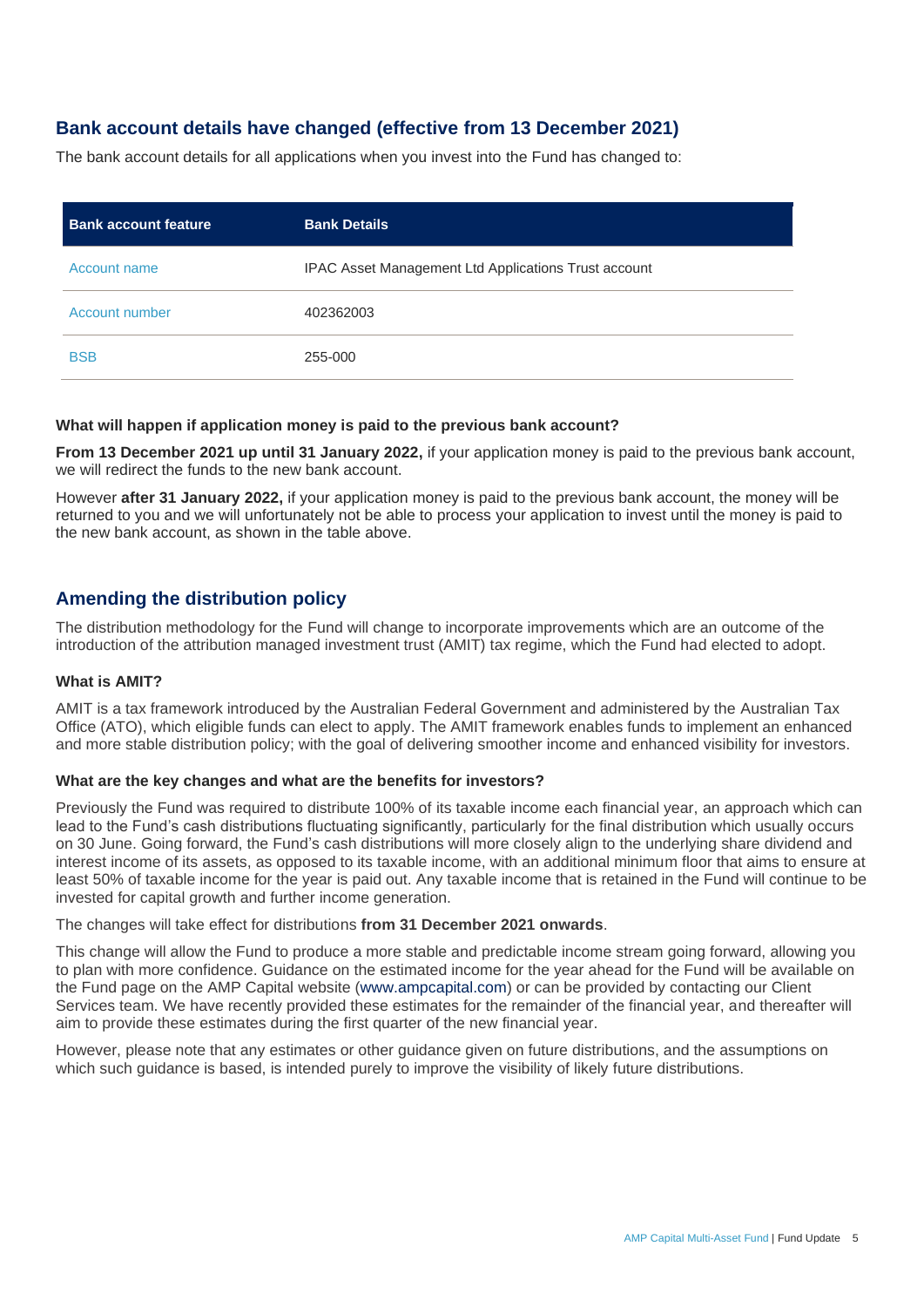## Bank account details have changed (effective from 13 December 2021)

The bank account details for all applications when you invest into the Fund has changed to:

| Bank account feature | Bank Details |
|---|---|
| Account name | IPAC Asset Management Ltd Applications Trust account |
| Account number | 402362003 |
| BSB | 255-000 |

#### What will happen if application money is paid to the previous bank account?

**From 13 December 2021 up until 31 January 2022,** if your application money is paid to the previous bank account, we will redirect the funds to the new bank account.

However **after 31 January 2022,** if your application money is paid to the previous bank account, the money will be returned to you and we will unfortunately not be able to process your application to invest until the money is paid to the new bank account, as shown in the table above.

## Amending the distribution policy

The distribution methodology for the Fund will change to incorporate improvements which are an outcome of the introduction of the attribution managed investment trust (AMIT) tax regime, which the Fund had elected to adopt.

#### What is AMIT?

AMIT is a tax framework introduced by the Australian Federal Government and administered by the Australian Tax Office (ATO), which eligible funds can elect to apply. The AMIT framework enables funds to implement an enhanced and more stable distribution policy; with the goal of delivering smoother income and enhanced visibility for investors.

#### What are the key changes and what are the benefits for investors?

Previously the Fund was required to distribute 100% of its taxable income each financial year, an approach which can lead to the Fund's cash distributions fluctuating significantly, particularly for the final distribution which usually occurs on 30 June. Going forward, the Fund's cash distributions will more closely align to the underlying share dividend and interest income of its assets, as opposed to its taxable income, with an additional minimum floor that aims to ensure at least 50% of taxable income for the year is paid out. Any taxable income that is retained in the Fund will continue to be invested for capital growth and further income generation.

The changes will take effect for distributions **from 31 December 2021 onwards**.

This change will allow the Fund to produce a more stable and predictable income stream going forward, allowing you to plan with more confidence. Guidance on the estimated income for the year ahead for the Fund will be available on the Fund page on the AMP Capital website (www.ampcapital.com) or can be provided by contacting our Client Services team. We have recently provided these estimates for the remainder of the financial year, and thereafter will aim to provide these estimates during the first quarter of the new financial year.

However, please note that any estimates or other guidance given on future distributions, and the assumptions on which such guidance is based, is intended purely to improve the visibility of likely future distributions.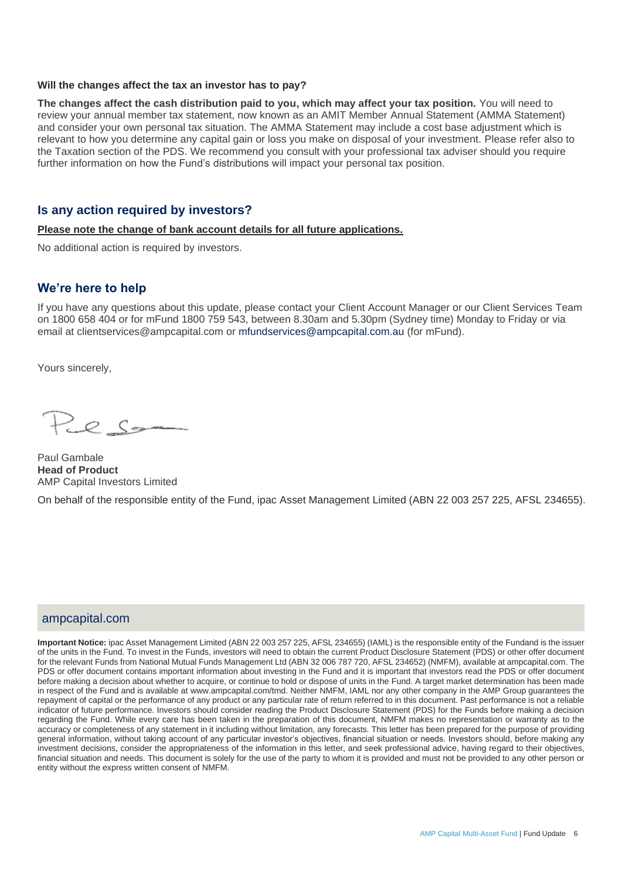**Will the changes affect the tax an investor has to pay?**

**The changes affect the cash distribution paid to you, which may affect your tax position.** You will need to review your annual member tax statement, now known as an AMIT Member Annual Statement (AMMA Statement) and consider your own personal tax situation. The AMMA Statement may include a cost base adjustment which is relevant to how you determine any capital gain or loss you make on disposal of your investment. Please refer also to the Taxation section of the PDS. We recommend you consult with your professional tax adviser should you require further information on how the Fund's distributions will impact your personal tax position.

## Is any action required by investors?

**Please note the change of bank account details for all future applications.**

No additional action is required by investors.

## We're here to help

If you have any questions about this update, please contact your Client Account Manager or our Client Services Team on 1800 658 404 or for mFund 1800 759 543, between 8.30am and 5.30pm (Sydney time) Monday to Friday or via email at clientservices@ampcapital.com or mfundservices@ampcapital.com.au (for mFund).

Yours sincerely,

Paul Gambale
**Head of Product**
AMP Capital Investors Limited

On behalf of the responsible entity of the Fund, ipac Asset Management Limited (ABN 22 003 257 225, AFSL 234655).

ampcapital.com

**Important Notice:** ipac Asset Management Limited (ABN 22 003 257 225, AFSL 234655) (IAML) is the responsible entity of the Fundand is the issuer of the units in the Fund. To invest in the Funds, investors will need to obtain the current Product Disclosure Statement (PDS) or other offer document for the relevant Funds from National Mutual Funds Management Ltd (ABN 32 006 787 720, AFSL 234652) (NMFM), available at ampcapital.com. The PDS or offer document contains important information about investing in the Fund and it is important that investors read the PDS or offer document before making a decision about whether to acquire, or continue to hold or dispose of units in the Fund. A target market determination has been made in respect of the Fund and is available at www.ampcapital.com/tmd. Neither NMFM, IAML nor any other company in the AMP Group guarantees the repayment of capital or the performance of any product or any particular rate of return referred to in this document. Past performance is not a reliable indicator of future performance. Investors should consider reading the Product Disclosure Statement (PDS) for the Funds before making a decision regarding the Fund. While every care has been taken in the preparation of this document, NMFM makes no representation or warranty as to the accuracy or completeness of any statement in it including without limitation, any forecasts. This letter has been prepared for the purpose of providing general information, without taking account of any particular investor's objectives, financial situation or needs. Investors should, before making any investment decisions, consider the appropriateness of the information in this letter, and seek professional advice, having regard to their objectives, financial situation and needs. This document is solely for the use of the party to whom it is provided and must not be provided to any other person or entity without the express written consent of NMFM.